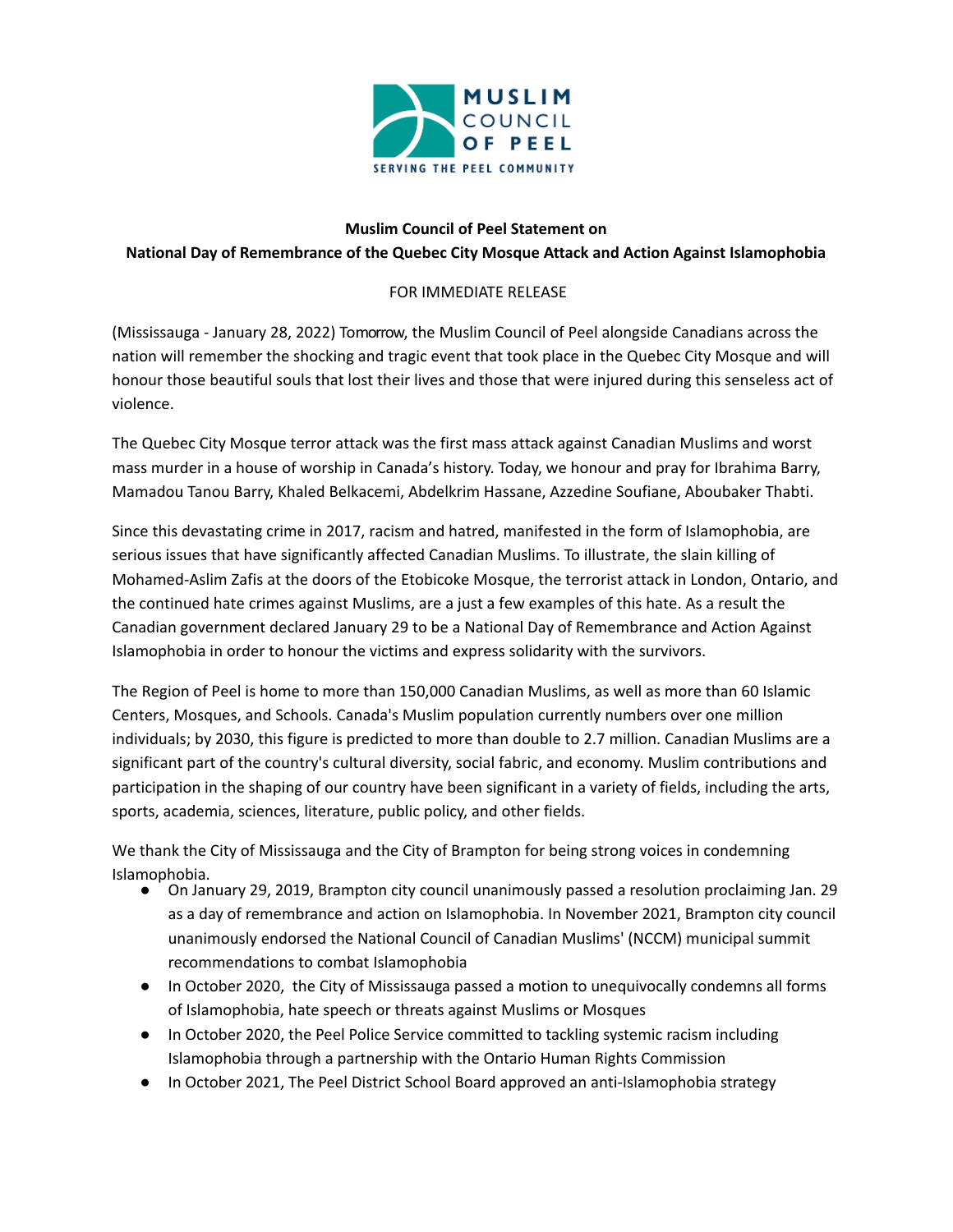**Muslim Council of Peel Statement on**
**National Day of Remembrance of the Quebec City Mosque Attack and Action Against Islamophobia**

FOR IMMEDIATE RELEASE

(Mississauga - January 28, 2022) Tomorrow, the Muslim Council of Peel alongside Canadians across the nation will remember the shocking and tragic event that took place in the Quebec City Mosque and will honour those beautiful souls that lost their lives and those that were injured during this senseless act of violence.

The Quebec City Mosque terror attack was the first mass attack against Canadian Muslims and worst mass murder in a house of worship in Canada's history. Today, we honour and pray for Ibrahima Barry, Mamadou Tanou Barry, Khaled Belkacemi, Abdelkrim Hassane, Azzedine Soufiane, Aboubaker Thabti.

Since this devastating crime in 2017, racism and hatred, manifested in the form of Islamophobia, are serious issues that have significantly affected Canadian Muslims. To illustrate, the slain killing of Mohamed-Aslim Zafis at the doors of the Etobicoke Mosque, the terrorist attack in London, Ontario, and the continued hate crimes against Muslims, are a just a few examples of this hate. As a result the Canadian government declared January 29 to be a National Day of Remembrance and Action Against Islamophobia in order to honour the victims and express solidarity with the survivors.

The Region of Peel is home to more than 150,000 Canadian Muslims, as well as more than 60 Islamic Centers, Mosques, and Schools. Canada's Muslim population currently numbers over one million individuals; by 2030, this figure is predicted to more than double to 2.7 million. Canadian Muslims are a significant part of the country's cultural diversity, social fabric, and economy. Muslim contributions and participation in the shaping of our country have been significant in a variety of fields, including the arts, sports, academia, sciences, literature, public policy, and other fields.

We thank the City of Mississauga and the City of Brampton for being strong voices in condemning Islamophobia.

- On January 29, 2019, Brampton city council unanimously passed a resolution proclaiming Jan. 29 as a day of remembrance and action on Islamophobia. In November 2021, Brampton city council unanimously endorsed the National Council of Canadian Muslims' (NCCM) municipal summit recommendations to combat Islamophobia
- In October 2020, the City of Mississauga passed a motion to unequivocally condemns all forms of Islamophobia, hate speech or threats against Muslims or Mosques
- In October 2020, the Peel Police Service committed to tackling systemic racism including Islamophobia through a partnership with the Ontario Human Rights Commission
- In October 2021, The Peel District School Board approved an anti-Islamophobia strategy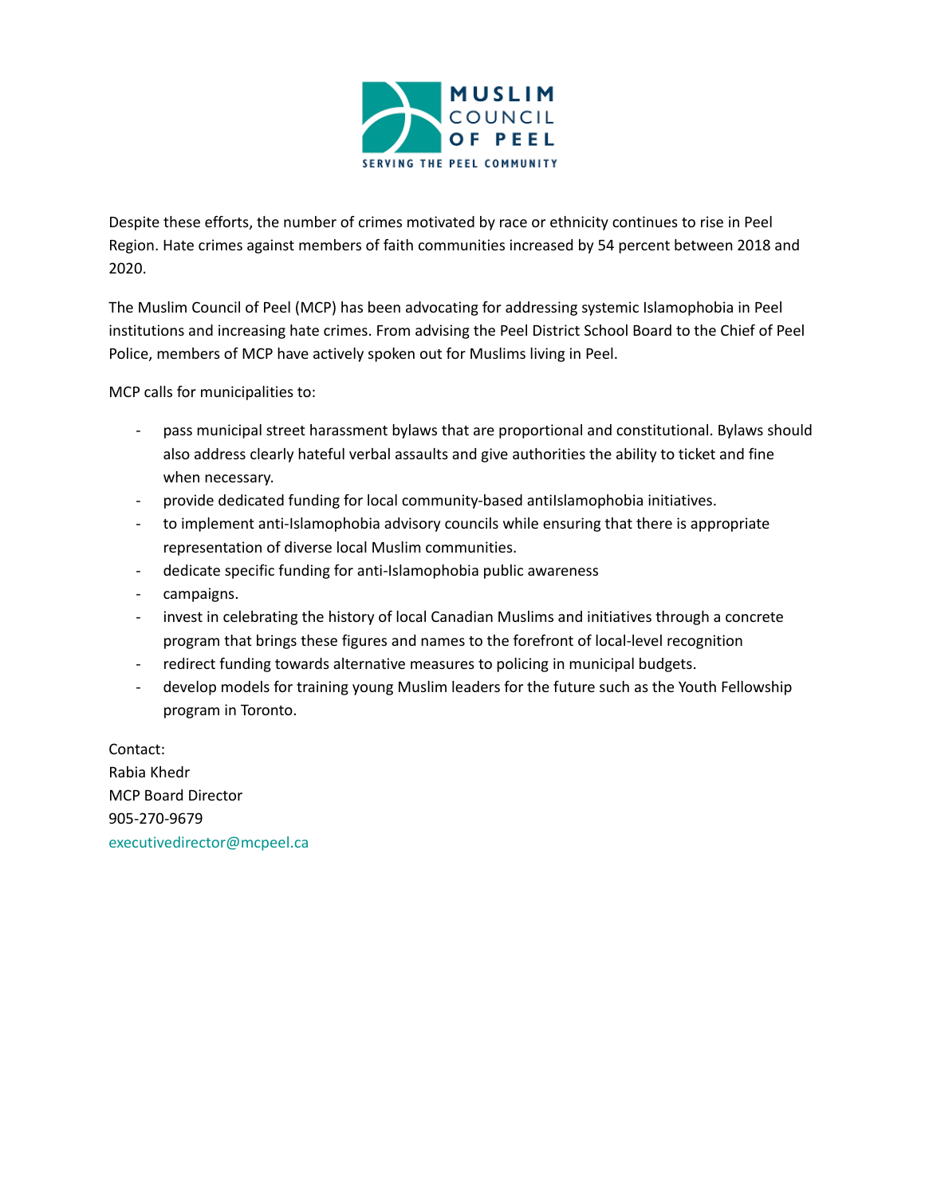MUSLIM COUNCIL OF PEEL

SERVING THE PEEL COMMUNITY

Despite these efforts, the number of crimes motivated by race or ethnicity continues to rise in Peel Region. Hate crimes against members of faith communities increased by 54 percent between 2018 and 2020.

The Muslim Council of Peel (MCP) has been advocating for addressing systemic Islamophobia in Peel institutions and increasing hate crimes. From advising the Peel District School Board to the Chief of Peel Police, members of MCP have actively spoken out for Muslims living in Peel.

MCP calls for municipalities to:

- pass municipal street harassment bylaws that are proportional and constitutional. Bylaws should also address clearly hateful verbal assaults and give authorities the ability to ticket and fine when necessary.
- provide dedicated funding for local community-based antiIslamophobia initiatives.
- to implement anti-Islamophobia advisory councils while ensuring that there is appropriate representation of diverse local Muslim communities.
- dedicate specific funding for anti-Islamophobia public awareness
- campaigns.
- invest in celebrating the history of local Canadian Muslims and initiatives through a concrete program that brings these figures and names to the forefront of local-level recognition
- redirect funding towards alternative measures to policing in municipal budgets.
- develop models for training young Muslim leaders for the future such as the Youth Fellowship program in Toronto.

Contact:
Rabia Khedr
MCP Board Director
905-270-9679
executivedirector@mcpeel.ca